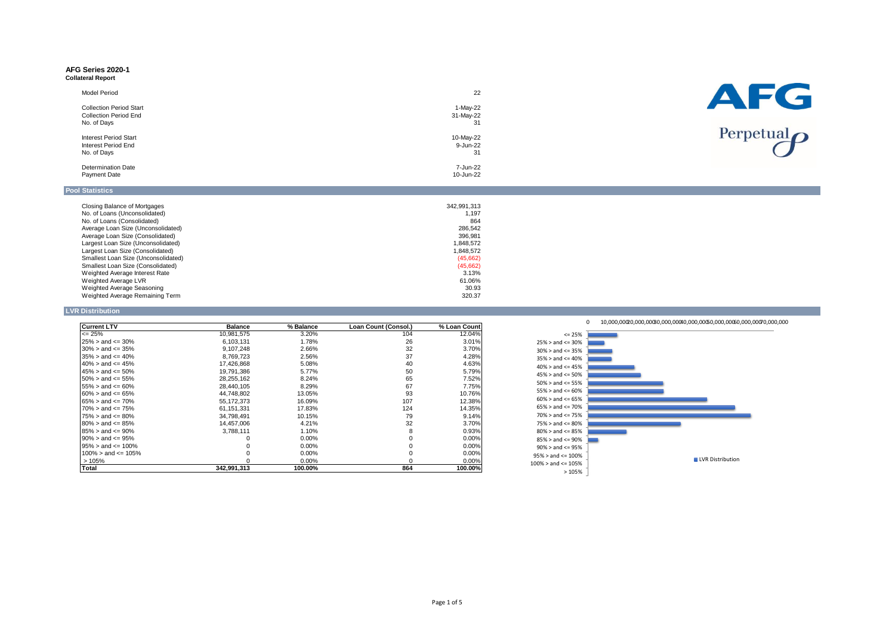# AFG Series 2020-1

**Collateral Report**

| | |
|---|---|
| Model Period | 22 |
| Collection Period Start | 1-May-22 |
| Collection Period End | 31-May-22 |
| No. of Days | 31 |
| Interest Period Start | 10-May-22 |
| Interest Period End | 9-Jun-22 |
| No. of Days | 31 |
| Determination Date | 7-Jun-22 |
| Payment Date | 10-Jun-22 |

AFG

Perpetual

## Pool Statistics

| | |
|---|---|
| Closing Balance of Mortgages | 342,991,313 |
| No. of Loans (Unconsolidated) | 1,197 |
| No. of Loans (Consolidated) | 864 |
| Average Loan Size (Unconsolidated) | 286,542 |
| Average Loan Size (Consolidated) | 396,981 |
| Largest Loan Size (Unconsolidated) | 1,848,572 |
| Largest Loan Size (Consolidated) | 1,848,572 |
| Smallest Loan Size (Unconsolidated) | (45,662) |
| Smallest Loan Size (Consolidated) | (45,662) |
| Weighted Average Interest Rate | 3.13% |
| Weighted Average LVR | 61.06% |
| Weighted Average Seasoning | 30.93 |
| Weighted Average Remaining Term | 320.37 |

## LVR Distribution

| Current LTV | Balance | % Balance | Loan Count (Consol.) | % Loan Count |
|---|---|---|---|---|
| <= 25% | 10,981,575 | 3.20% | 104 | 12.04% |
| 25% > and <= 30% | 6,103,131 | 1.78% | 26 | 3.01% |
| 30% > and <= 35% | 9,107,248 | 2.66% | 32 | 3.70% |
| 35% > and <= 40% | 8,769,723 | 2.56% | 37 | 4.28% |
| 40% > and <= 45% | 17,426,868 | 5.08% | 40 | 4.63% |
| 45% > and <= 50% | 19,791,386 | 5.77% | 50 | 5.79% |
| 50% > and <= 55% | 28,255,162 | 8.24% | 65 | 7.52% |
| 55% > and <= 60% | 28,440,105 | 8.29% | 67 | 7.75% |
| 60% > and <= 65% | 44,748,802 | 13.05% | 93 | 10.76% |
| 65% > and <= 70% | 55,172,373 | 16.09% | 107 | 12.38% |
| 70% > and <= 75% | 61,151,331 | 17.83% | 124 | 14.35% |
| 75% > and <= 80% | 34,798,491 | 10.15% | 79 | 9.14% |
| 80% > and <= 85% | 14,457,006 | 4.21% | 32 | 3.70% |
| 85% > and <= 90% | 3,788,111 | 1.10% | 8 | 0.93% |
| 90% > and <= 95% | 0 | 0.00% | 0 | 0.00% |
| 95% > and <= 100% | 0 | 0.00% | 0 | 0.00% |
| 100% > and <= 105% | 0 | 0.00% | 0 | 0.00% |
| > 105% | 0 | 0.00% | 0 | 0.00% |
| **Total** | **342,991,313** | **100.00%** | **864** | **100.00%** |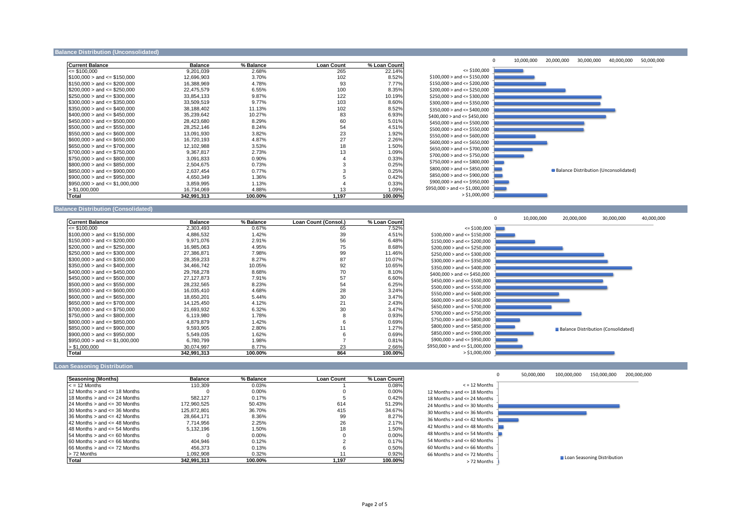## Balance Distribution (Unconsolidated)

| Current Balance | Balance | % Balance | Loan Count | % Loan Count |
|---|---|---|---|---|
| <= $100,000 | 9,201,039 | 2.68% | 265 | 22.14% |
| $100,000 > and <= $150,000 | 12,696,903 | 3.70% | 102 | 8.52% |
| $150,000 > and <= $200,000 | 16,388,969 | 4.78% | 93 | 7.77% |
| $200,000 > and <= $250,000 | 22,475,579 | 6.55% | 100 | 8.35% |
| $250,000 > and <= $300,000 | 33,854,133 | 9.87% | 122 | 10.19% |
| $300,000 > and <= $350,000 | 33,509,519 | 9.77% | 103 | 8.60% |
| $350,000 > and <= $400,000 | 38,188,402 | 11.13% | 102 | 8.52% |
| $400,000 > and <= $450,000 | 35,239,642 | 10.27% | 83 | 6.93% |
| $450,000 > and <= $500,000 | 28,423,680 | 8.29% | 60 | 5.01% |
| $500,000 > and <= $550,000 | 28,252,146 | 8.24% | 54 | 4.51% |
| $550,000 > and <= $600,000 | 13,091,930 | 3.82% | 23 | 1.92% |
| $600,000 > and <= $650,000 | 16,720,193 | 4.87% | 27 | 2.26% |
| $650,000 > and <= $700,000 | 12,102,988 | 3.53% | 18 | 1.50% |
| $700,000 > and <= $750,000 | 9,367,817 | 2.73% | 13 | 1.09% |
| $750,000 > and <= $800,000 | 3,091,833 | 0.90% | 4 | 0.33% |
| $800,000 > and <= $850,000 | 2,504,675 | 0.73% | 3 | 0.25% |
| $850,000 > and <= $900,000 | 2,637,454 | 0.77% | 3 | 0.25% |
| $900,000 > and <= $950,000 | 4,650,349 | 1.36% | 5 | 0.42% |
| $950,000 > and <= $1,000,000 | 3,859,995 | 1.13% | 4 | 0.33% |
| > $1,000,000 | 16,734,069 | 4.88% | 13 | 1.09% |
| **Total** | **342,991,313** | **100.00%** | **1,197** | **100.00%** |

## Balance Distribution (Consolidated)

| Current Balance | Balance | % Balance | Loan Count (Consol.) | % Loan Count |
|---|---|---|---|---|
| <= $100,000 | 2,303,493 | 0.67% | 65 | 7.52% |
| $100,000 > and <= $150,000 | 4,886,532 | 1.42% | 39 | 4.51% |
| $150,000 > and <= $200,000 | 9,971,076 | 2.91% | 56 | 6.48% |
| $200,000 > and <= $250,000 | 16,985,063 | 4.95% | 75 | 8.68% |
| $250,000 > and <= $300,000 | 27,386,871 | 7.98% | 99 | 11.46% |
| $300,000 > and <= $350,000 | 28,359,233 | 8.27% | 87 | 10.07% |
| $350,000 > and <= $400,000 | 34,466,742 | 10.05% | 92 | 10.65% |
| $400,000 > and <= $450,000 | 29,768,278 | 8.68% | 70 | 8.10% |
| $450,000 > and <= $500,000 | 27,127,873 | 7.91% | 57 | 6.60% |
| $500,000 > and <= $550,000 | 28,232,565 | 8.23% | 54 | 6.25% |
| $550,000 > and <= $600,000 | 16,035,410 | 4.68% | 28 | 3.24% |
| $600,000 > and <= $650,000 | 18,650,201 | 5.44% | 30 | 3.47% |
| $650,000 > and <= $700,000 | 14,125,450 | 4.12% | 21 | 2.43% |
| $700,000 > and <= $750,000 | 21,693,932 | 6.32% | 30 | 3.47% |
| $750,000 > and <= $800,000 | 6,119,980 | 1.78% | 8 | 0.93% |
| $800,000 > and <= $850,000 | 4,879,879 | 1.42% | 6 | 0.69% |
| $850,000 > and <= $900,000 | 9,593,905 | 2.80% | 11 | 1.27% |
| $900,000 > and <= $950,000 | 5,549,035 | 1.62% | 6 | 0.69% |
| $950,000 > and <= $1,000,000 | 6,780,799 | 1.98% | 7 | 0.81% |
| > $1,000,000 | 30,074,997 | 8.77% | 23 | 2.66% |
| **Total** | **342,991,313** | **100.00%** | **864** | **100.00%** |

## Loan Seasoning Distribution

| Seasoning (Months) | Balance | % Balance | Loan Count | % Loan Count |
|---|---|---|---|---|
| < = 12 Months | 110,309 | 0.03% | 1 | 0.08% |
| 12 Months > and <= 18 Months | 0 | 0.00% | 0 | 0.00% |
| 18 Months > and <= 24 Months | 582,127 | 0.17% | 5 | 0.42% |
| 24 Months > and <= 30 Months | 172,960,525 | 50.43% | 614 | 51.29% |
| 30 Months > and <= 36 Months | 125,872,801 | 36.70% | 415 | 34.67% |
| 36 Months > and <= 42 Months | 28,664,171 | 8.36% | 99 | 8.27% |
| 42 Months > and <= 48 Months | 7,714,956 | 2.25% | 26 | 2.17% |
| 48 Months > and <= 54 Months | 5,132,196 | 1.50% | 18 | 1.50% |
| 54 Months > and <= 60 Months | 0 | 0.00% | 0 | 0.00% |
| 60 Months > and <= 66 Months | 404,946 | 0.12% | 2 | 0.17% |
| 66 Months > and <= 72 Months | 456,373 | 0.13% | 6 | 0.50% |
| > 72 Months | 1,092,908 | 0.32% | 11 | 0.92% |
| **Total** | **342,991,313** | **100.00%** | **1,197** | **100.00%** |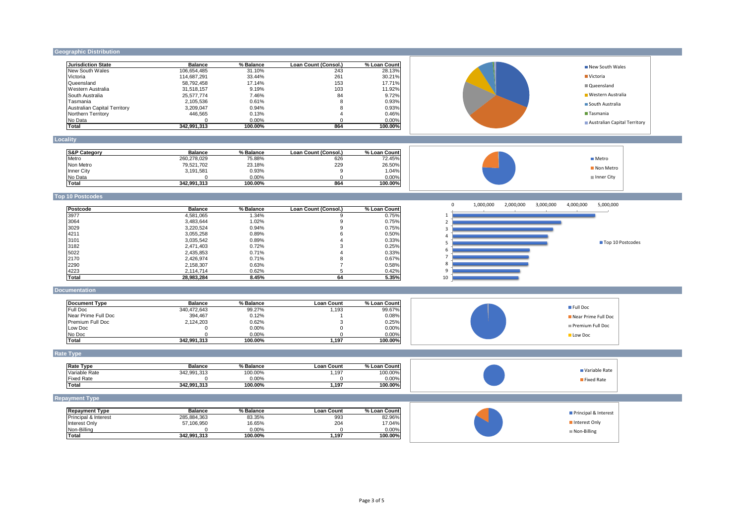## Geographic Distribution

| Jurisdiction State | Balance | % Balance | Loan Count (Consol.) | % Loan Count |
|---|---|---|---|---|
| New South Wales | 106,654,485 | 31.10% | 243 | 28.13% |
| Victoria | 114,687,291 | 33.44% | 261 | 30.21% |
| Queensland | 58,792,458 | 17.14% | 153 | 17.71% |
| Western Australia | 31,518,157 | 9.19% | 103 | 11.92% |
| South Australia | 25,577,774 | 7.46% | 84 | 9.72% |
| Tasmania | 2,105,536 | 0.61% | 8 | 0.93% |
| Australian Capital Territory | 3,209,047 | 0.94% | 8 | 0.93% |
| Northern Territory | 446,565 | 0.13% | 4 | 0.46% |
| No Data | 0 | 0.00% | 0 | 0.00% |
| **Total** | **342,991,313** | **100.00%** | **864** | **100.00%** |

## Locality

| S&P Category | Balance | % Balance | Loan Count (Consol.) | % Loan Count |
|---|---|---|---|---|
| Metro | 260,278,029 | 75.88% | 626 | 72.45% |
| Non Metro | 79,521,702 | 23.18% | 229 | 26.50% |
| Inner City | 3,191,581 | 0.93% | 9 | 1.04% |
| No Data | 0 | 0.00% | 0 | 0.00% |
| **Total** | **342,991,313** | **100.00%** | **864** | **100.00%** |

## Top 10 Postcodes

| Postcode | Balance | % Balance | Loan Count (Consol.) | % Loan Count |
|---|---|---|---|---|
| 3977 | 4,581,065 | 1.34% | 9 | 0.75% |
| 3064 | 3,483,644 | 1.02% | 9 | 0.75% |
| 3029 | 3,220,524 | 0.94% | 9 | 0.75% |
| 4211 | 3,055,258 | 0.89% | 6 | 0.50% |
| 3101 | 3,035,542 | 0.89% | 4 | 0.33% |
| 3182 | 2,471,403 | 0.72% | 3 | 0.25% |
| 5022 | 2,435,853 | 0.71% | 4 | 0.33% |
| 2170 | 2,426,974 | 0.71% | 8 | 0.67% |
| 2290 | 2,158,307 | 0.63% | 7 | 0.58% |
| 4223 | 2,114,714 | 0.62% | 5 | 0.42% |
| **Total** | **28,983,284** | **8.45%** | **64** | **5.35%** |

## Documentation

| Document Type | Balance | % Balance | Loan Count | % Loan Count |
|---|---|---|---|---|
| Full Doc | 340,472,643 | 99.27% | 1,193 | 99.67% |
| Near Prime Full Doc | 394,467 | 0.12% | 1 | 0.08% |
| Premium Full Doc | 2,124,203 | 0.62% | 3 | 0.25% |
| Low Doc | 0 | 0.00% | 0 | 0.00% |
| No Doc | 0 | 0.00% | 0 | 0.00% |
| **Total** | **342,991,313** | **100.00%** | **1,197** | **100.00%** |

## Rate Type

| Rate Type | Balance | % Balance | Loan Count | % Loan Count |
|---|---|---|---|---|
| Variable Rate | 342,991,313 | 100.00% | 1,197 | 100.00% |
| Fixed Rate | 0 | 0.00% | 0 | 0.00% |
| **Total** | **342,991,313** | **100.00%** | **1,197** | **100.00%** |

## Repayment Type

| Repayment Type | Balance | % Balance | Loan Count | % Loan Count |
|---|---|---|---|---|
| Principal & Interest | 285,884,363 | 83.35% | 993 | 82.96% |
| Interest Only | 57,106,950 | 16.65% | 204 | 17.04% |
| Non-Billing | 0 | 0.00% | 0 | 0.00% |
| **Total** | **342,991,313** | **100.00%** | **1,197** | **100.00%** |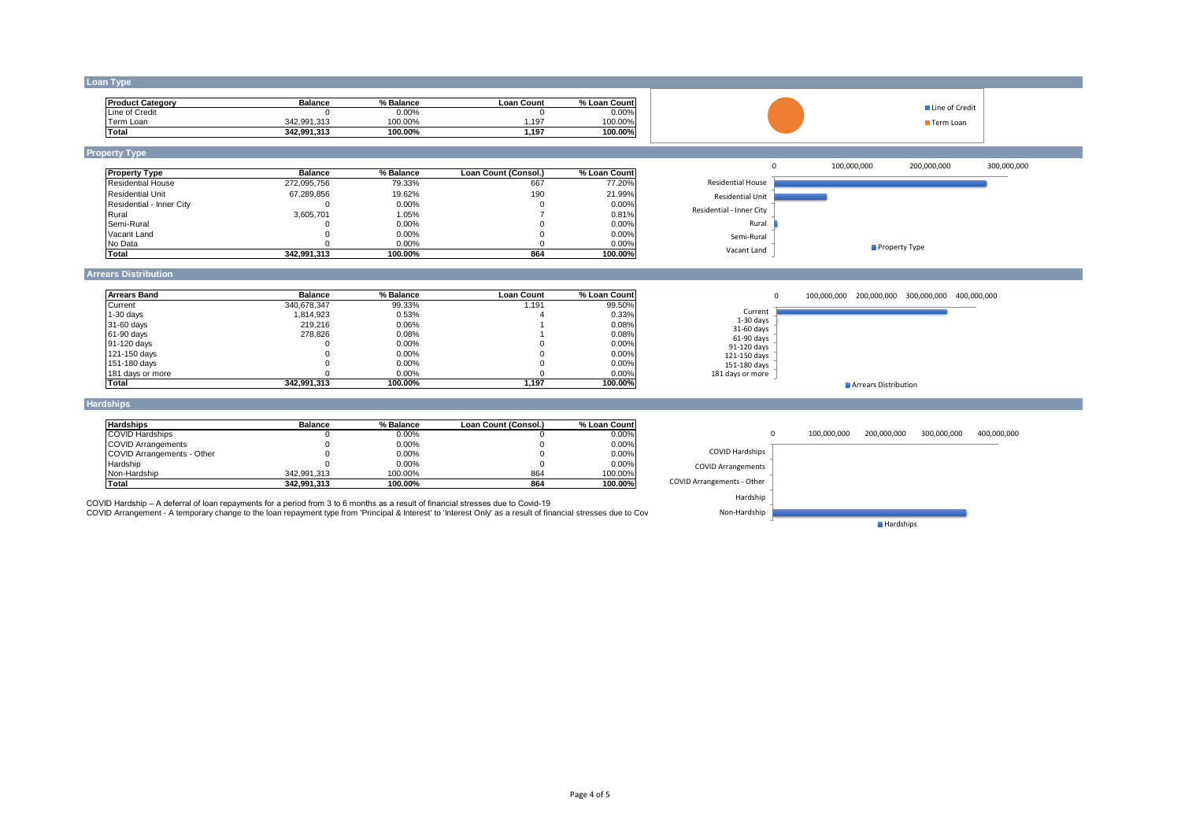## Loan Type

| Product Category | Balance | % Balance | Loan Count | % Loan Count |
|---|---|---|---|---|
| Line of Credit | 0 | 0.00% | 0 | 0.00% |
| Term Loan | 342,991,313 | 100.00% | 1,197 | 100.00% |
| **Total** | **342,991,313** | **100.00%** | **1,197** | **100.00%** |

## Property Type

| Property Type | Balance | % Balance | Loan Count (Consol.) | % Loan Count |
|---|---|---|---|---|
| Residential House | 272,095,756 | 79.33% | 667 | 77.20% |
| Residential Unit | 67,289,856 | 19.62% | 190 | 21.99% |
| Residential - Inner City | 0 | 0.00% | 0 | 0.00% |
| Rural | 3,605,701 | 1.05% | 7 | 0.81% |
| Semi-Rural | 0 | 0.00% | 0 | 0.00% |
| Vacant Land | 0 | 0.00% | 0 | 0.00% |
| No Data | 0 | 0.00% | 0 | 0.00% |
| **Total** | **342,991,313** | **100.00%** | **864** | **100.00%** |

## Arrears Distribution

| Arrears Band | Balance | % Balance | Loan Count | % Loan Count |
|---|---|---|---|---|
| Current | 340,678,347 | 99.33% | 1,191 | 99.50% |
| 1-30 days | 1,814,923 | 0.53% | 4 | 0.33% |
| 31-60 days | 219,216 | 0.06% | 1 | 0.08% |
| 61-90 days | 278,826 | 0.08% | 1 | 0.08% |
| 91-120 days | 0 | 0.00% | 0 | 0.00% |
| 121-150 days | 0 | 0.00% | 0 | 0.00% |
| 151-180 days | 0 | 0.00% | 0 | 0.00% |
| 181 days or more | 0 | 0.00% | 0 | 0.00% |
| **Total** | **342,991,313** | **100.00%** | **1,197** | **100.00%** |

## Hardships

| Hardships | Balance | % Balance | Loan Count (Consol.) | % Loan Count |
|---|---|---|---|---|
| COVID Hardships | 0 | 0.00% | 0 | 0.00% |
| COVID Arrangements | 0 | 0.00% | 0 | 0.00% |
| COVID Arrangements - Other | 0 | 0.00% | 0 | 0.00% |
| Hardship | 0 | 0.00% | 0 | 0.00% |
| Non-Hardship | 342,991,313 | 100.00% | 864 | 100.00% |
| **Total** | **342,991,313** | **100.00%** | **864** | **100.00%** |

COVID Hardship – A deferral of loan repayments for a period from 3 to 6 months as a result of financial stresses due to Covid-19

COVID Arrangement - A temporary change to the loan repayment type from 'Principal & Interest' to 'Interest Only' as a result of financial stresses due to Cov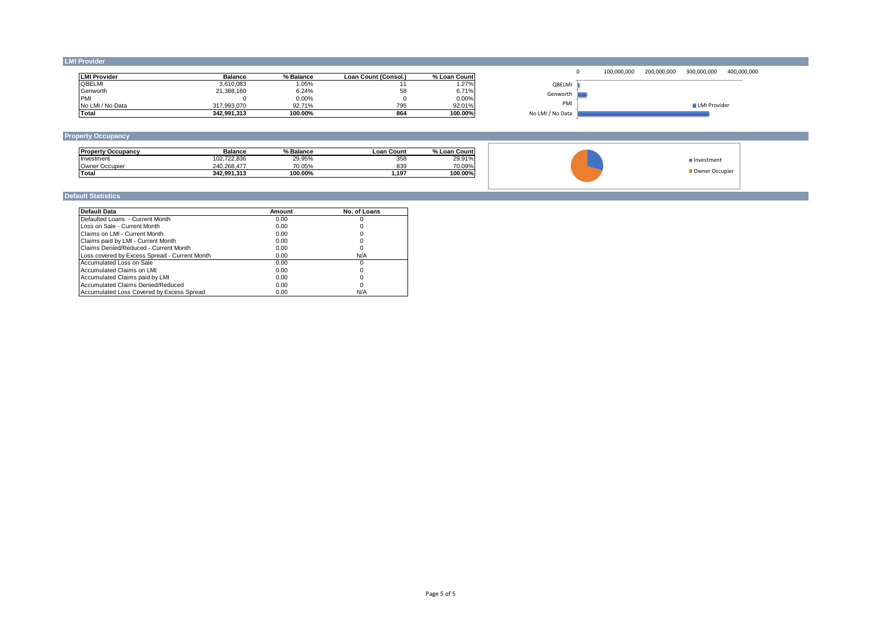## LMI Provider

| LMI Provider | Balance | % Balance | Loan Count (Consol.) | % Loan Count |
|---|---|---|---|---|
| QBELMI | 3,610,083 | 1.05% | 11 | 1.27% |
| Genworth | 21,388,160 | 6.24% | 58 | 6.71% |
| PMI | 0 | 0.00% | 0 | 0.00% |
| No LMI / No Data | 317,993,070 | 92.71% | 795 | 92.01% |
| **Total** | **342,991,313** | **100.00%** | **864** | **100.00%** |

0
100,000,000
200,000,000
300,000,000
400,000,000
QBELMI
Genworth
PMI
No LMI / No Data
LMI Provider

## Property Occupancy

| Property Occupancy | Balance | % Balance | Loan Count | % Loan Count |
|---|---|---|---|---|
| Investment | 102,722,836 | 29.95% | 358 | 29.91% |
| Owner Occupier | 240,268,477 | 70.05% | 839 | 70.09% |
| **Total** | **342,991,313** | **100.00%** | **1,197** | **100.00%** |

Investment
Owner Occupier

## Default Statistics

| Default Data | Amount | No. of Loans |
|---|---|---|
| Defaulted Loans - Current Month | 0.00 | 0 |
| Loss on Sale - Current Month | 0.00 | 0 |
| Claims on LMI - Current Month | 0.00 | 0 |
| Claims paid by LMI - Current Month | 0.00 | 0 |
| Claims Denied/Reduced - Current Month | 0.00 | 0 |
| Loss covered by Excess Spread - Current Month | 0.00 | N/A |
| Accumulated Loss on Sale | 0.00 | 0 |
| Accumulated Claims on LMI | 0.00 | 0 |
| Accumulated Claims paid by LMI | 0.00 | 0 |
| Accumulated Claims Denied/Reduced | 0.00 | 0 |
| Accumulated Loss Covered by Excess Spread | 0.00 | N/A |